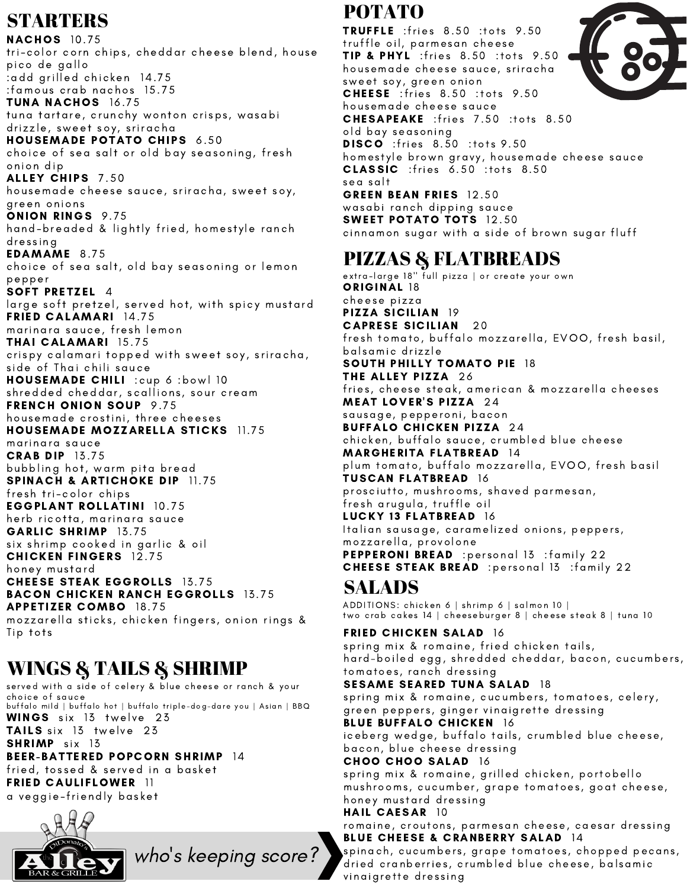## STARTERS

**NACHOS** 10.75
tri-color corn chips, cheddar cheese blend, house pico de gallo
:add grilled chicken 14.75
:famous crab nachos 15.75

**TUNA NACHOS** 16.75
tuna tartare, crunchy wonton crisps, wasabi drizzle, sweet soy, sriracha

**HOUSEMADE POTATO CHIPS** 6.50
choice of sea salt or old bay seasoning, fresh onion dip

**ALLEY CHIPS** 7.50
housemade cheese sauce, sriracha, sweet soy, green onions

**ONION RINGS** 9.75
hand-breaded & lightly fried, homestyle ranch dressing

**EDAMAME** 8.75
choice of sea salt, old bay seasoning or lemon pepper

**SOFT PRETZEL** 4
large soft pretzel, served hot, with spicy mustard

**FRIED CALAMARI** 14.75
marinara sauce, fresh lemon

**THAI CALAMARI** 15.75
crispy calamari topped with sweet soy, sriracha, side of Thai chili sauce

**HOUSEMADE CHILI** :cup 6 :bowl 10
shredded cheddar, scallions, sour cream

**FRENCH ONION SOUP** 9.75
housemade crostini, three cheeses

**HOUSEMADE MOZZARELLA STICKS** 11.75
marinara sauce

**CRAB DIP** 13.75
bubbling hot, warm pita bread

**SPINACH & ARTICHOKE DIP** 11.75
fresh tri-color chips

**EGGPLANT ROLLATINI** 10.75
herb ricotta, marinara sauce

**GARLIC SHRIMP** 13.75
six shrimp cooked in garlic & oil

**CHICKEN FINGERS** 12.75
honey mustard

**CHEESE STEAK EGGROLLS** 13.75

**BACON CHICKEN RANCH EGGROLLS** 13.75

**APPETIZER COMBO** 18.75
mozzarella sticks, chicken fingers, onion rings & Tip tots

## WINGS & TAILS & SHRIMP

served with a side of celery & blue cheese or ranch & your choice of sauce
buffalo mild | buffalo hot | buffalo triple-dog-dare you | Asian | BBQ

**WINGS** six 13 twelve 23

**TAILS** six 13 twelve 23

**SHRIMP** six 13

**BEER-BATTERED POPCORN SHRIMP** 14
fried, tossed & served in a basket

**FRIED CAULIFLOWER** 11
a veggie-friendly basket

DiDonato's the Alley BAR & GRILLE *who's keeping score?*

## POTATO

**TRUFFLE** :fries 8.50 :tots 9.50
truffle oil, parmesan cheese

**TIP & PHYL** :fries 8.50 :tots 9.50
housemade cheese sauce, sriracha sweet soy, green onion

**CHEESE** :fries 8.50 :tots 9.50
housemade cheese sauce

**CHESAPEAKE** :fries 7.50 :tots 8.50
old bay seasoning

**DISCO** :fries 8.50 :tots 9.50
homestyle brown gravy, housemade cheese sauce

**CLASSIC** :fries 6.50 :tots 8.50
sea salt

**GREEN BEAN FRIES** 12.50
wasabi ranch dipping sauce

**SWEET POTATO TOTS** 12.50
cinnamon sugar with a side of brown sugar fluff

## PIZZAS & FLATBREADS

extra-large 18" full pizza | or create your own

**ORIGINAL** 18
cheese pizza

**PIZZA SICILIAN** 19

**CAPRESE SICILIAN** 20
fresh tomato, buffalo mozzarella, EVOO, fresh basil, balsamic drizzle

**SOUTH PHILLY TOMATO PIE** 18

**THE ALLEY PIZZA** 26
fries, cheese steak, american & mozzarella cheeses

**MEAT LOVER'S PIZZA** 24
sausage, pepperoni, bacon

**BUFFALO CHICKEN PIZZA** 24
chicken, buffalo sauce, crumbled blue cheese

**MARGHERITA FLATBREAD** 14
plum tomato, buffalo mozzarella, EVOO, fresh basil

**TUSCAN FLATBREAD** 16
prosciutto, mushrooms, shaved parmesan, fresh arugula, truffle oil

**LUCKY 13 FLATBREAD** 16
Italian sausage, caramelized onions, peppers, mozzarella, provolone

**PEPPERONI BREAD** :personal 13 :family 22

**CHEESE STEAK BREAD** :personal 13 :family 22

## SALADS

ADDITIONS: chicken 6 | shrimp 6 | salmon 10 | two crab cakes 14 | cheeseburger 8 | cheese steak 8 | tuna 10

**FRIED CHICKEN SALAD** 16
spring mix & romaine, fried chicken tails, hard-boiled egg, shredded cheddar, bacon, cucumbers, tomatoes, ranch dressing

**SESAME SEARED TUNA SALAD** 18
spring mix & romaine, cucumbers, tomatoes, celery, green peppers, ginger vinaigrette dressing

**BLUE BUFFALO CHICKEN** 16
iceberg wedge, buffalo tails, crumbled blue cheese, bacon, blue cheese dressing

**CHOO CHOO SALAD** 16
spring mix & romaine, grilled chicken, portobello mushrooms, cucumber, grape tomatoes, goat cheese, honey mustard dressing

**HAIL CAESAR** 10
romaine, croutons, parmesan cheese, caesar dressing

**BLUE CHEESE & CRANBERRY SALAD** 14
spinach, cucumbers, grape tomatoes, chopped pecans, dried cranberries, crumbled blue cheese, balsamic vinaigrette dressing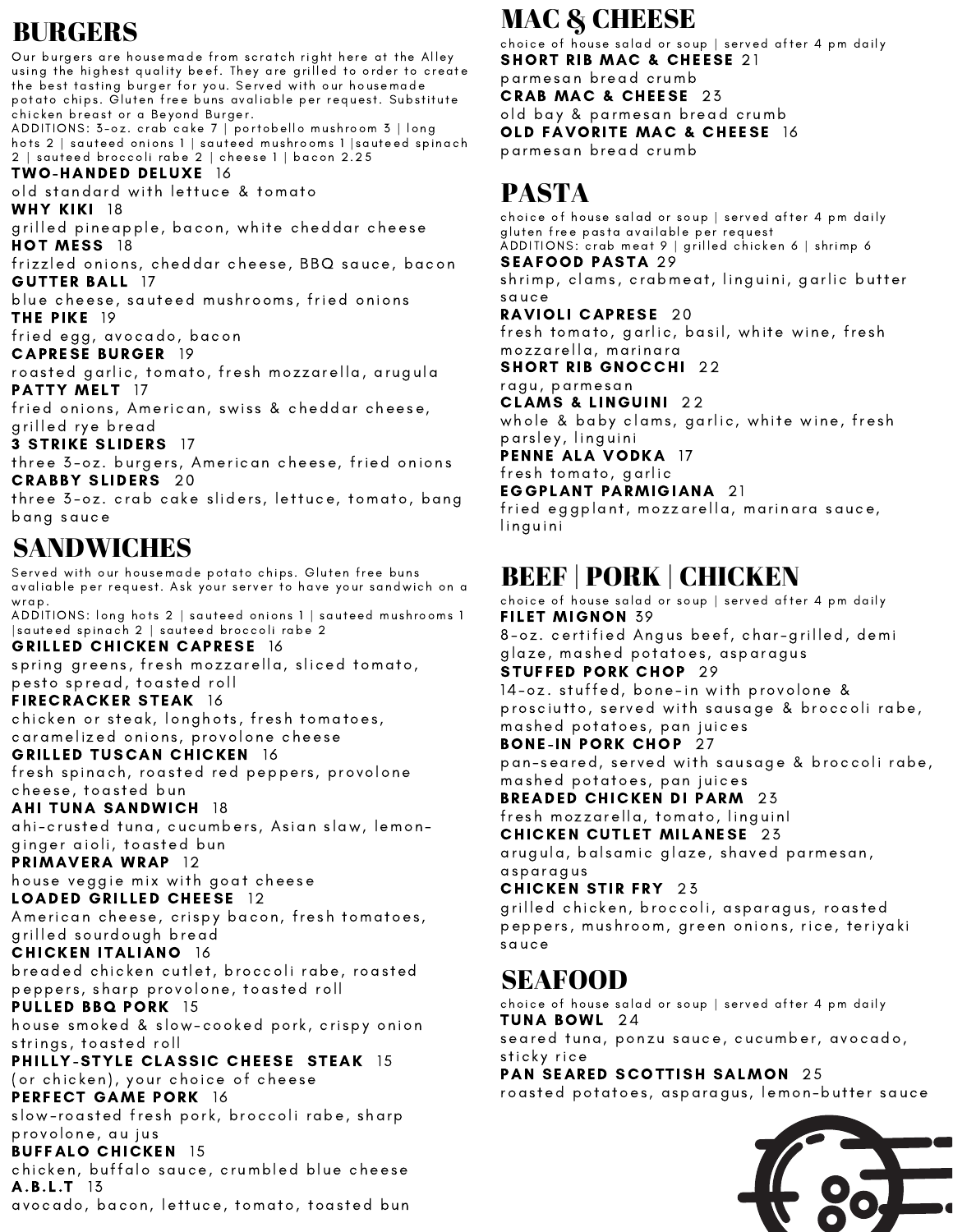## BURGERS

Our burgers are housemade from scratch right here at the Alley using the highest quality beef. They are grilled to order to create the best tasting burger for you. Served with our housemade potato chips. Gluten free buns avaliable per request. Substitute chicken breast or a Beyond Burger.
ADDITIONS: 3-oz. crab cake 7 | portobello mushroom 3 | long hots 2 | sauteed onions 1 | sauteed mushrooms 1 |sauteed spinach 2 | sauteed broccoli rabe 2 | cheese 1 | bacon 2.25

**TWO-HANDED DELUXE** 16
old standard with lettuce & tomato

**WHY KIKI** 18
grilled pineapple, bacon, white cheddar cheese

**HOT MESS** 18
frizzled onions, cheddar cheese, BBQ sauce, bacon

**GUTTER BALL** 17
blue cheese, sauteed mushrooms, fried onions

**THE PIKE** 19
fried egg, avocado, bacon

**CAPRESE BURGER** 19
roasted garlic, tomato, fresh mozzarella, arugula

**PATTY MELT** 17
fried onions, American, swiss & cheddar cheese, grilled rye bread

**3 STRIKE SLIDERS** 17
three 3-oz. burgers, American cheese, fried onions

**CRABBY SLIDERS** 20
three 3-oz. crab cake sliders, lettuce, tomato, bang bang sauce

## SANDWICHES

Served with our housemade potato chips. Gluten free buns avaliable per request. Ask your server to have your sandwich on a wrap.
ADDITIONS: long hots 2 | sauteed onions 1 | sauteed mushrooms 1 |sauteed spinach 2 | sauteed broccoli rabe 2

**GRILLED CHICKEN CAPRESE** 16
spring greens, fresh mozzarella, sliced tomato, pesto spread, toasted roll

**FIRECRACKER STEAK** 16
chicken or steak, longhots, fresh tomatoes, caramelized onions, provolone cheese

**GRILLED TUSCAN CHICKEN** 16
fresh spinach, roasted red peppers, provolone cheese, toasted bun

**AHI TUNA SANDWICH** 18
ahi-crusted tuna, cucumbers, Asian slaw, lemon-ginger aioli, toasted bun

**PRIMAVERA WRAP** 12
house veggie mix with goat cheese

**LOADED GRILLED CHEESE** 12
American cheese, crispy bacon, fresh tomatoes, grilled sourdough bread

**CHICKEN ITALIANO** 16
breaded chicken cutlet, broccoli rabe, roasted peppers, sharp provolone, toasted roll

**PULLED BBQ PORK** 15
house smoked & slow-cooked pork, crispy onion strings, toasted roll

**PHILLY-STYLE CLASSIC CHEESE STEAK** 15
(or chicken), your choice of cheese

**PERFECT GAME PORK** 16
slow-roasted fresh pork, broccoli rabe, sharp provolone, au jus

**BUFFALO CHICKEN** 15
chicken, buffalo sauce, crumbled blue cheese

**A.B.L.T** 13
avocado, bacon, lettuce, tomato, toasted bun

## MAC & CHEESE

choice of house salad or soup | served after 4 pm daily

**SHORT RIB MAC & CHEESE** 21
parmesan bread crumb

**CRAB MAC & CHEESE** 23
old bay & parmesan bread crumb

**OLD FAVORITE MAC & CHEESE** 16
parmesan bread crumb

## PASTA

choice of house salad or soup | served after 4 pm daily
gluten free pasta available per request
ADDITIONS: crab meat 9 | grilled chicken 6 | shrimp 6

**SEAFOOD PASTA** 29
shrimp, clams, crabmeat, linguini, garlic butter sauce

**RAVIOLI CAPRESE** 20
fresh tomato, garlic, basil, white wine, fresh mozzarella, marinara

**SHORT RIB GNOCCHI** 22
ragu, parmesan

**CLAMS & LINGUINI** 22
whole & baby clams, garlic, white wine, fresh parsley, linguini

**PENNE ALA VODKA** 17
fresh tomato, garlic

**EGGPLANT PARMIGIANA** 21
fried eggplant, mozzarella, marinara sauce, linguini

## BEEF | PORK | CHICKEN

choice of house salad or soup | served after 4 pm daily

**FILET MIGNON** 39
8-oz. certified Angus beef, char-grilled, demi glaze, mashed potatoes, asparagus

**STUFFED PORK CHOP** 29
14-oz. stuffed, bone-in with provolone & prosciutto, served with sausage & broccoli rabe, mashed potatoes, pan juices

**BONE-IN PORK CHOP** 27
pan-seared, served with sausage & broccoli rabe, mashed potatoes, pan juices

**BREADED CHICKEN DI PARM** 23
fresh mozzarella, tomato, linguinI

**CHICKEN CUTLET MILANESE** 23
arugula, balsamic glaze, shaved parmesan, asparagus

**CHICKEN STIR FRY** 23
grilled chicken, broccoli, asparagus, roasted peppers, mushroom, green onions, rice, teriyaki sauce

## SEAFOOD

choice of house salad or soup | served after 4 pm daily

**TUNA BOWL** 24
seared tuna, ponzu sauce, cucumber, avocado, sticky rice

**PAN SEARED SCOTTISH SALMON** 25
roasted potatoes, asparagus, lemon-butter sauce